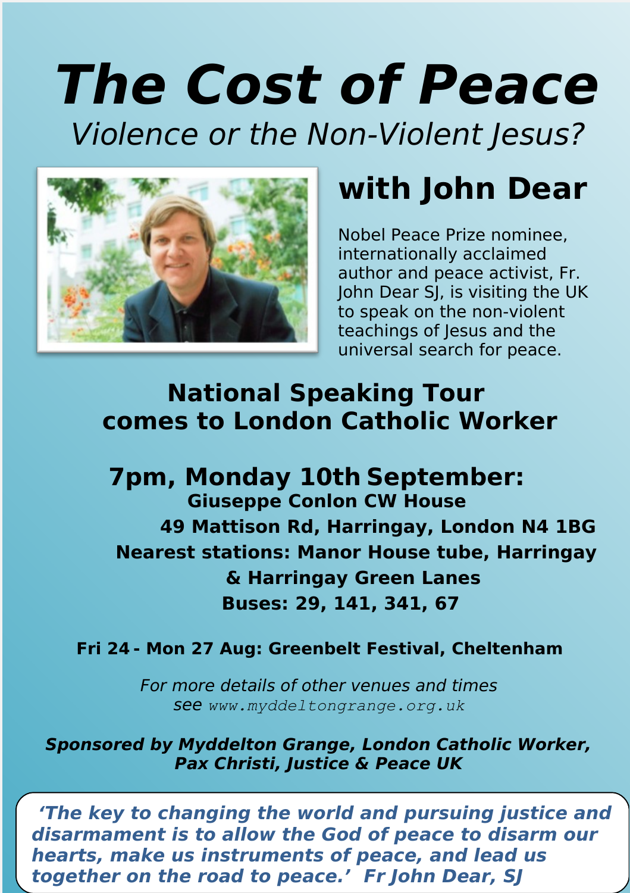# The Cost of Peace

*Violence or the Non-Violent Jesus?*

## with John Dear

Nobel Peace Prize nominee, internationally acclaimed author and peace activist, Fr. John Dear SJ, is visiting the UK to speak on the non-violent teachings of Jesus and the universal search for peace.

## National Speaking Tour comes to London Catholic Worker

## 7pm, Monday 10th September:

**Giuseppe Conlon CW House**
**49 Mattison Rd, Harringay, London N4 1BG**
**Nearest stations: Manor House tube, Harringay & Harringay Green Lanes**
**Buses: 29, 141, 341, 67**

**Fri 24 - Mon 27 Aug: Greenbelt Festival, Cheltenham**

*For more details of other venues and times see* www.myddeltongrange.org.uk

***Sponsored by Myddelton Grange, London Catholic Worker, Pax Christi, Justice & Peace UK***

> ***'The key to changing the world and pursuing justice and disarmament is to allow the God of peace to disarm our hearts, make us instruments of peace, and lead us together on the road to peace.' Fr John Dear, SJ***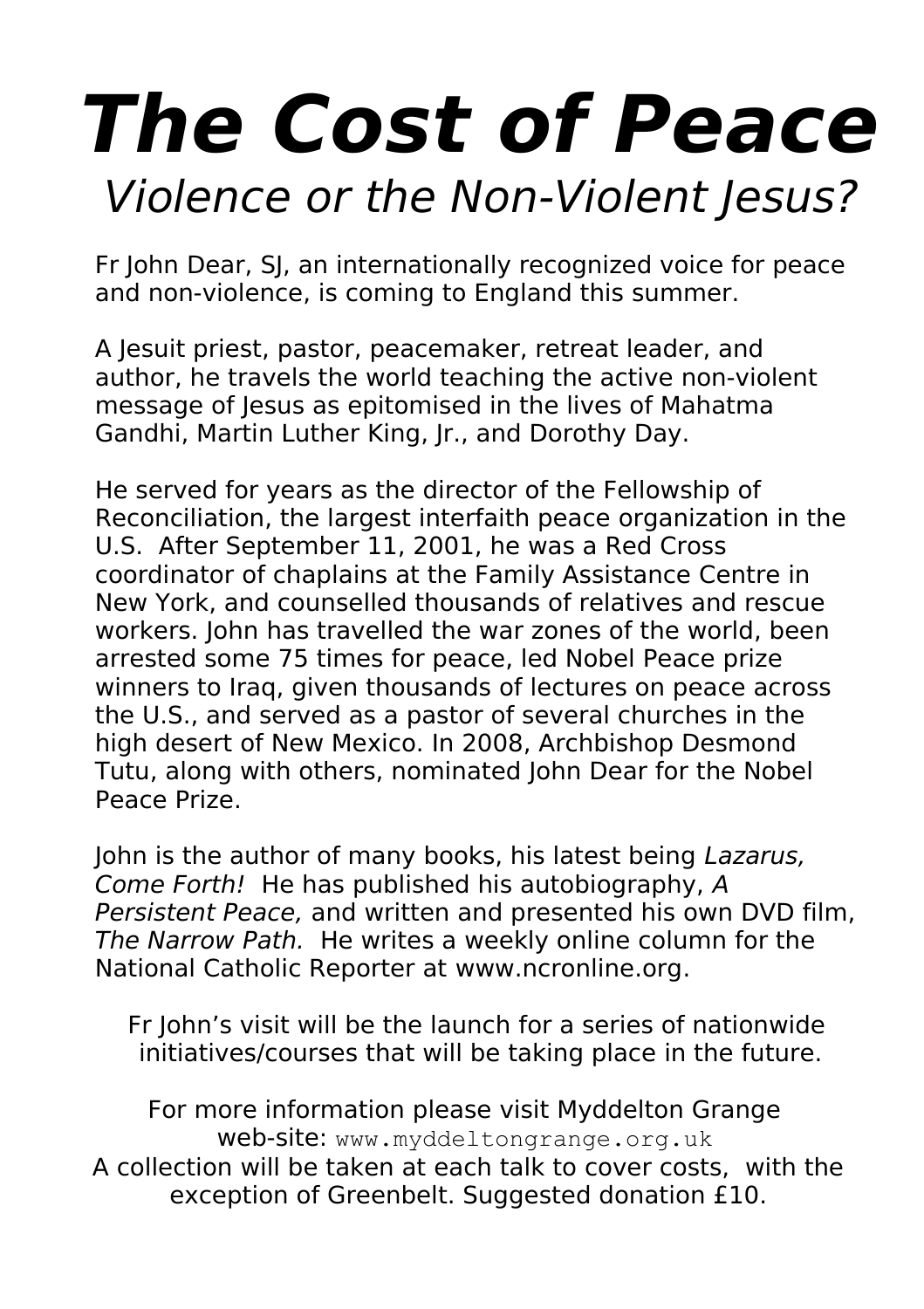# The Cost of Peace

## *Violence or the Non-Violent Jesus?*

Fr John Dear, SJ, an internationally recognized voice for peace and non-violence, is coming to England this summer.

A Jesuit priest, pastor, peacemaker, retreat leader, and author, he travels the world teaching the active non-violent message of Jesus as epitomised in the lives of Mahatma Gandhi, Martin Luther King, Jr., and Dorothy Day.

He served for years as the director of the Fellowship of Reconciliation, the largest interfaith peace organization in the U.S. After September 11, 2001, he was a Red Cross coordinator of chaplains at the Family Assistance Centre in New York, and counselled thousands of relatives and rescue workers. John has travelled the war zones of the world, been arrested some 75 times for peace, led Nobel Peace prize winners to Iraq, given thousands of lectures on peace across the U.S., and served as a pastor of several churches in the high desert of New Mexico. In 2008, Archbishop Desmond Tutu, along with others, nominated John Dear for the Nobel Peace Prize.

John is the author of many books, his latest being *Lazarus, Come Forth!* He has published his autobiography, *A Persistent Peace,* and written and presented his own DVD film, *The Narrow Path.* He writes a weekly online column for the National Catholic Reporter at www.ncronline.org.

Fr John's visit will be the launch for a series of nationwide initiatives/courses that will be taking place in the future.

For more information please visit Myddelton Grange web-site: www.myddeltongrange.org.uk
A collection will be taken at each talk to cover costs, with the exception of Greenbelt. Suggested donation £10.